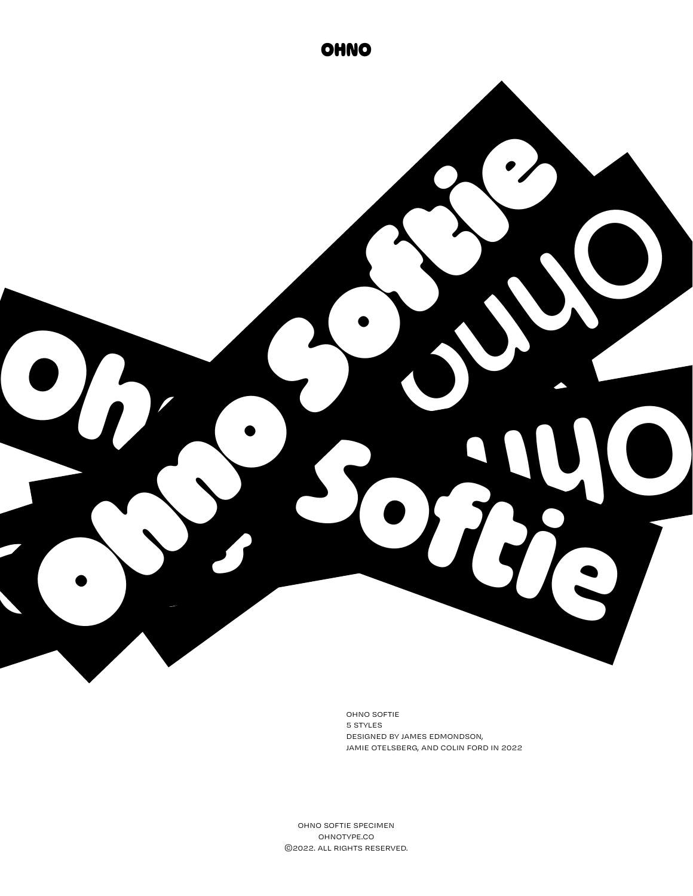# OHNO

Ohno Softie

Ohno

Ohno Softie

Ohno

OHNO SOFTIE
5 STYLES
DESIGNED BY JAMES EDMONDSON,
JAMIE OTELSBERG, AND COLIN FORD IN 2022

OHNO SOFTIE SPECIMEN
OHNOTYPE.CO
©2022. ALL RIGHTS RESERVED.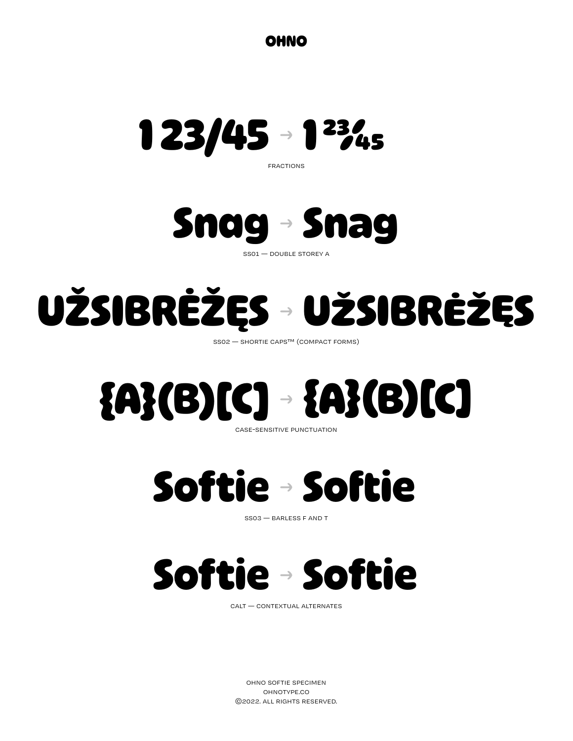OHNO

1 23/45 → 1 23/45

FRACTIONS

Snag → Snag

SS01 — DOUBLE STOREY A

UŽSIBRĖŽĘS → UŽSIBRĖŽĘS

SS02 — SHORTIE CAPS™ (COMPACT FORMS)

{A}(B)[C] → {A}(B)[C]

CASE-SENSITIVE PUNCTUATION

Softie → Softie

SS03 — BARLESS F AND T

Softie → Softie

CALT — CONTEXTUAL ALTERNATES

OHNO SOFTIE SPECIMEN
OHNOTYPE.CO
©2022. ALL RIGHTS RESERVED.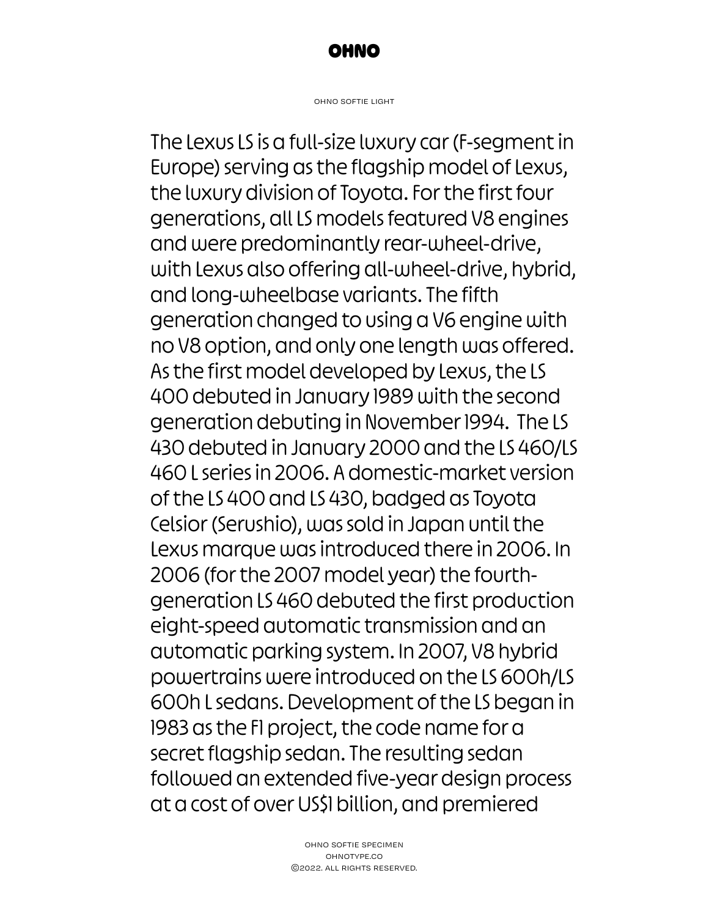OHNO SOFTIE LIGHT

The Lexus LS is a full-size luxury car (F-segment in Europe) serving as the flagship model of Lexus, the luxury division of Toyota. For the first four generations, all LS models featured V8 engines and were predominantly rear-wheel-drive, with Lexus also offering all-wheel-drive, hybrid, and long-wheelbase variants. The fifth generation changed to using a V6 engine with no V8 option, and only one length was offered. As the first model developed by Lexus, the LS 400 debuted in January 1989 with the second generation debuting in November 1994.  The LS 430 debuted in January 2000 and the LS 460/LS 460 L series in 2006. A domestic-market version of the LS 400 and LS 430, badged as Toyota Celsior (Serushio), was sold in Japan until the Lexus marque was introduced there in 2006. In 2006 (for the 2007 model year) the fourth-generation LS 460 debuted the first production eight-speed automatic transmission and an automatic parking system. In 2007, V8 hybrid powertrains were introduced on the LS 600h/LS 600h L sedans. Development of the LS began in 1983 as the F1 project, the code name for a secret flagship sedan. The resulting sedan followed an extended five-year design process at a cost of over US$1 billion, and premiered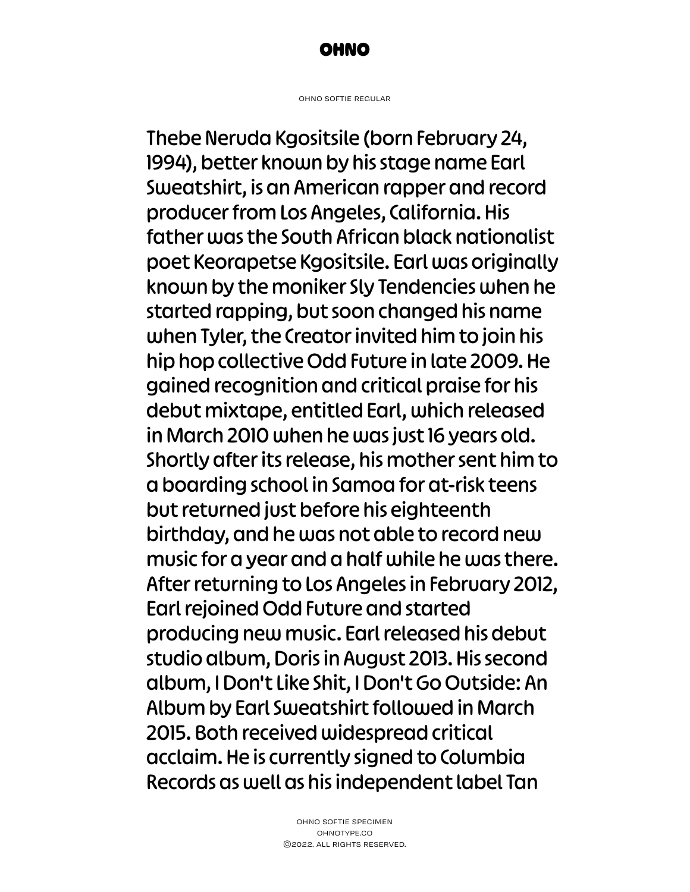OHNO SOFTIE REGULAR

Thebe Neruda Kgositsile (born February 24, 1994), better known by his stage name Earl Sweatshirt, is an American rapper and record producer from Los Angeles, California. His father was the South African black nationalist poet Keorapetse Kgositsile. Earl was originally known by the moniker Sly Tendencies when he started rapping, but soon changed his name when Tyler, the Creator invited him to join his hip hop collective Odd Future in late 2009. He gained recognition and critical praise for his debut mixtape, entitled Earl, which released in March 2010 when he was just 16 years old. Shortly after its release, his mother sent him to a boarding school in Samoa for at-risk teens but returned just before his eighteenth birthday, and he was not able to record new music for a year and a half while he was there. After returning to Los Angeles in February 2012, Earl rejoined Odd Future and started producing new music. Earl released his debut studio album, Doris in August 2013. His second album, I Don't Like Shit, I Don't Go Outside: An Album by Earl Sweatshirt followed in March 2015. Both received widespread critical acclaim. He is currently signed to Columbia Records as well as his independent label Tan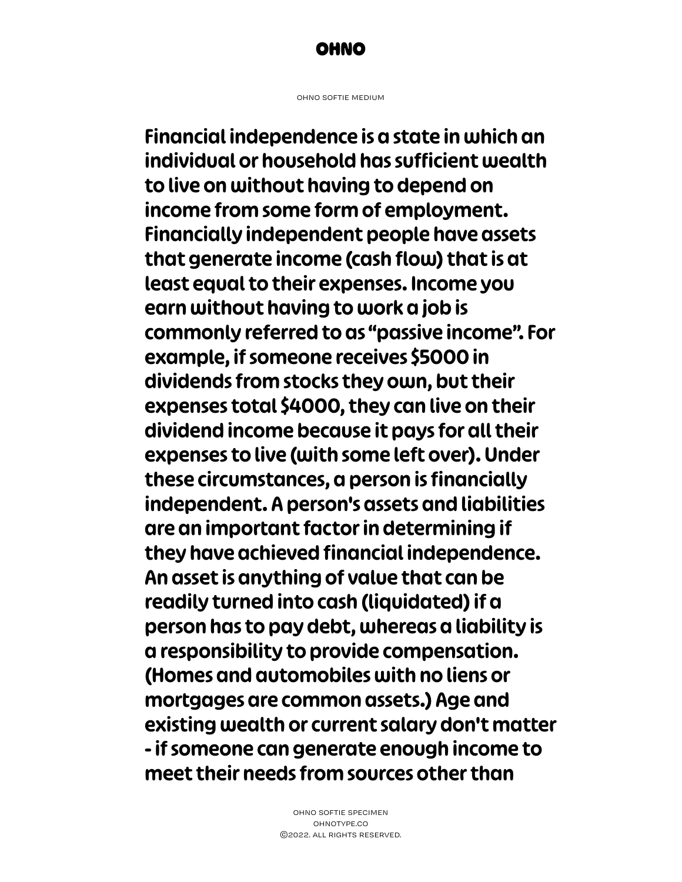OHNO SOFTIE MEDIUM

Financial independence is a state in which an individual or household has sufficient wealth to live on without having to depend on income from some form of employment. Financially independent people have assets that generate income (cash flow) that is at least equal to their expenses. Income you earn without having to work a job is commonly referred to as "passive income". For example, if someone receives $5000 in dividends from stocks they own, but their expenses total $4000, they can live on their dividend income because it pays for all their expenses to live (with some left over). Under these circumstances, a person is financially independent. A person's assets and liabilities are an important factor in determining if they have achieved financial independence. An asset is anything of value that can be readily turned into cash (liquidated) if a person has to pay debt, whereas a liability is a responsibility to provide compensation. (Homes and automobiles with no liens or mortgages are common assets.) Age and existing wealth or current salary don't matter - if someone can generate enough income to meet their needs from sources other than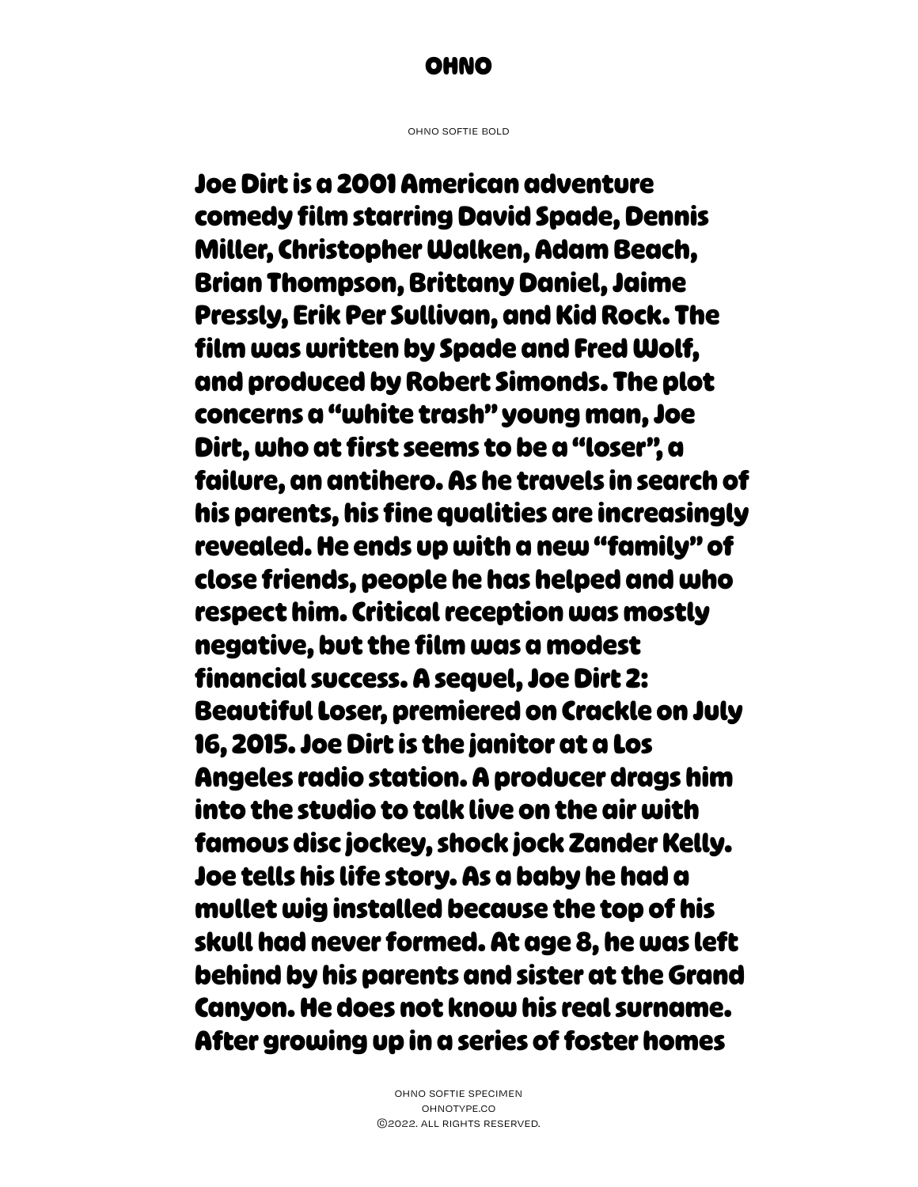OHNO

OHNO SOFTIE BOLD

**Joe Dirt is a 2001 American adventure comedy film starring David Spade, Dennis Miller, Christopher Walken, Adam Beach, Brian Thompson, Brittany Daniel, Jaime Pressly, Erik Per Sullivan, and Kid Rock. The film was written by Spade and Fred Wolf, and produced by Robert Simonds. The plot concerns a "white trash" young man, Joe Dirt, who at first seems to be a "loser", a failure, an antihero. As he travels in search of his parents, his fine qualities are increasingly revealed. He ends up with a new "family" of close friends, people he has helped and who respect him. Critical reception was mostly negative, but the film was a modest financial success. A sequel, Joe Dirt 2: Beautiful Loser, premiered on Crackle on July 16, 2015. Joe Dirt is the janitor at a Los Angeles radio station. A producer drags him into the studio to talk live on the air with famous disc jockey, shock jock Zander Kelly. Joe tells his life story. As a baby he had a mullet wig installed because the top of his skull had never formed. At age 8, he was left behind by his parents and sister at the Grand Canyon. He does not know his real surname. After growing up in a series of foster homes**

OHNO SOFTIE SPECIMEN
OHNOTYPE.CO
©2022. ALL RIGHTS RESERVED.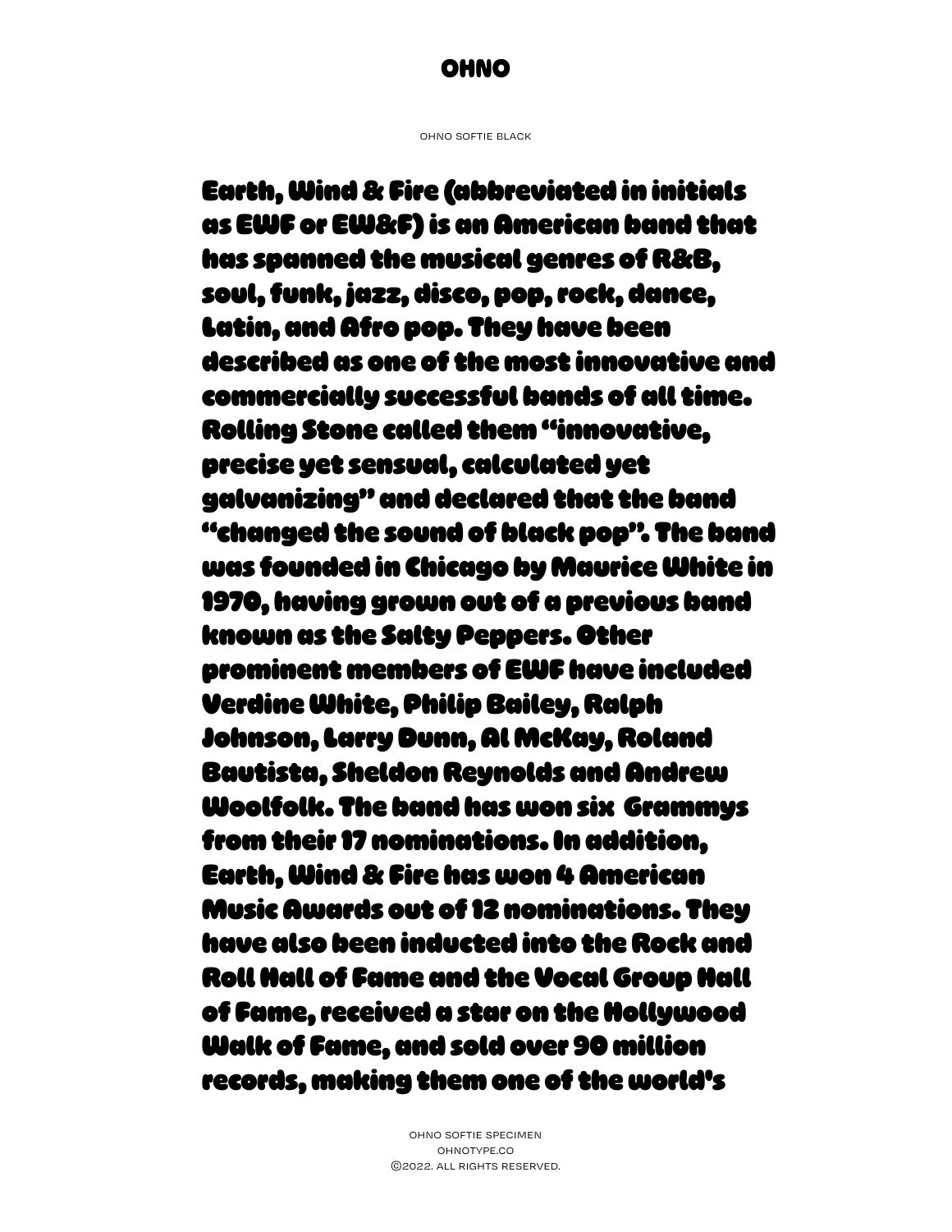OHNO SOFTIE BLACK

Earth, Wind & Fire (abbreviated in initials as EWF or EW&F) is an American band that has spanned the musical genres of R&B, soul, funk, jazz, disco, pop, rock, dance, Latin, and Afro pop. They have been described as one of the most innovative and commercially successful bands of all time. Rolling Stone called them "innovative, precise yet sensual, calculated yet galvanizing" and declared that the band "changed the sound of black pop". The band was founded in Chicago by Maurice White in 1970, having grown out of a previous band known as the Salty Peppers. Other prominent members of EWF have included Verdine White, Philip Bailey, Ralph Johnson, Larry Dunn, Al McKay, Roland Bautista, Sheldon Reynolds and Andrew Woolfolk. The band has won six Grammys from their 17 nominations. In addition, Earth, Wind & Fire has won 4 American Music Awards out of 12 nominations. They have also been inducted into the Rock and Roll Hall of Fame and the Vocal Group Hall of Fame, received a star on the Hollywood Walk of Fame, and sold over 90 million records, making them one of the world's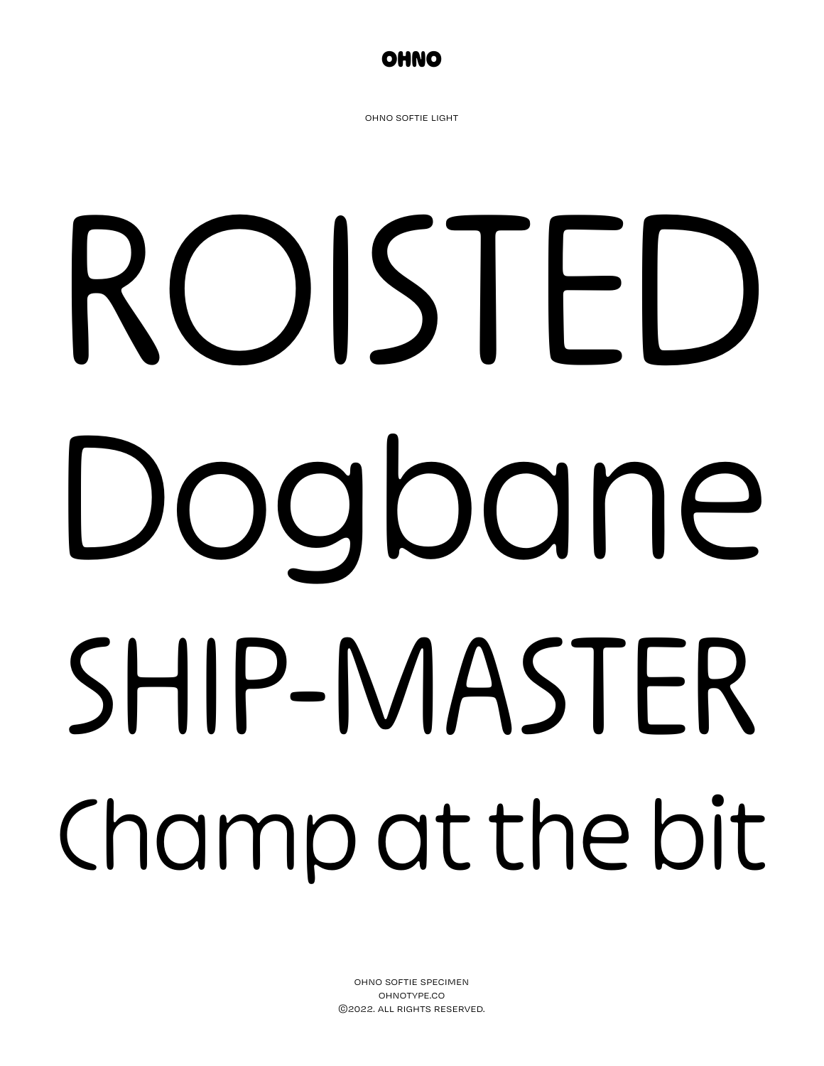OHNO

OHNO SOFTIE LIGHT

# ROISTED

# Dogbane

# SHIP-MASTER

# Champ at the bit

OHNO SOFTIE SPECIMEN
OHNOTYPE.CO
©2022. ALL RIGHTS RESERVED.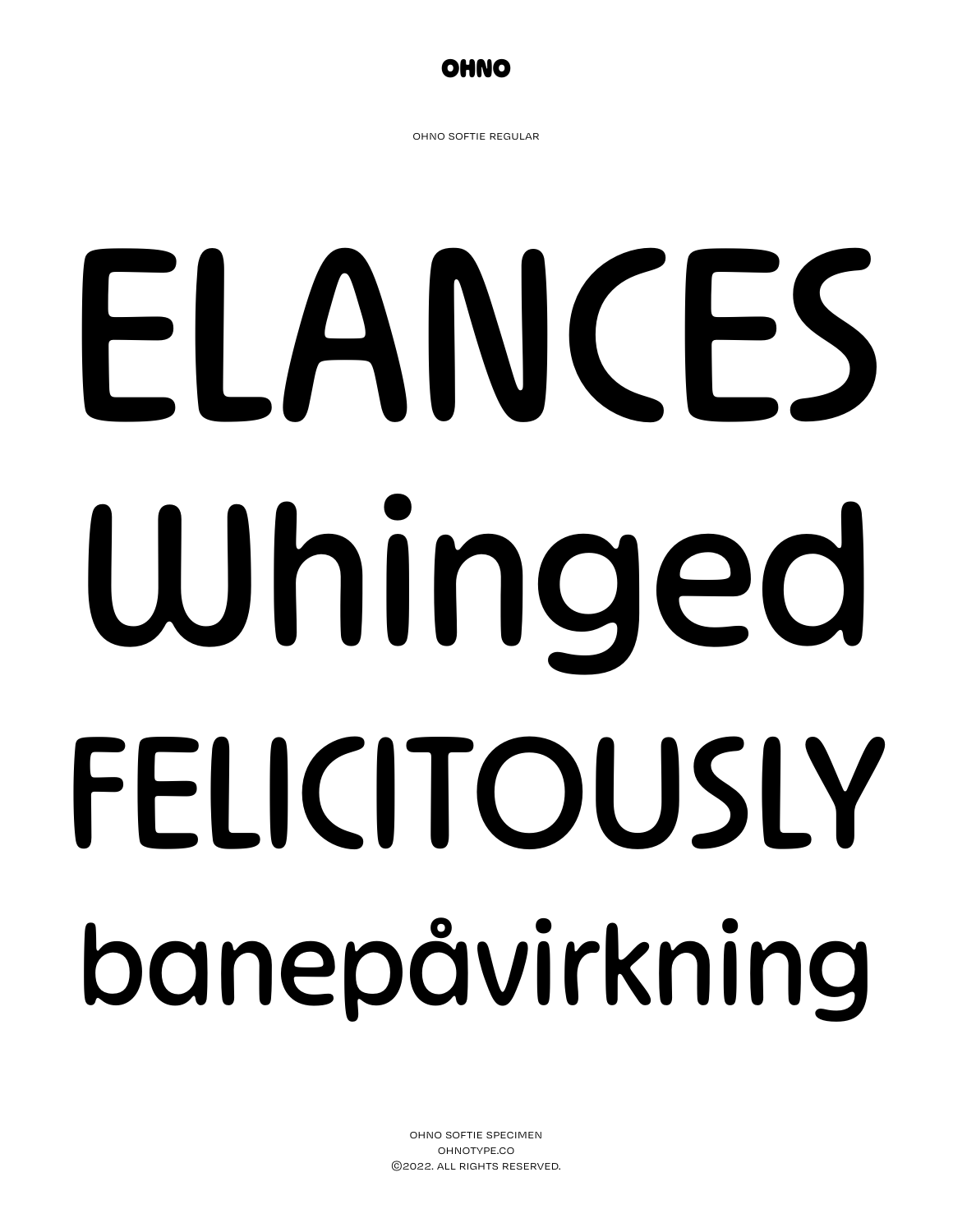OHNO

OHNO SOFTIE REGULAR

# ELANCES
# Whinged
# FELICITOUSLY
# banepåvirkning

OHNO SOFTIE SPECIMEN
OHNOTYPE.CO
©2022. ALL RIGHTS RESERVED.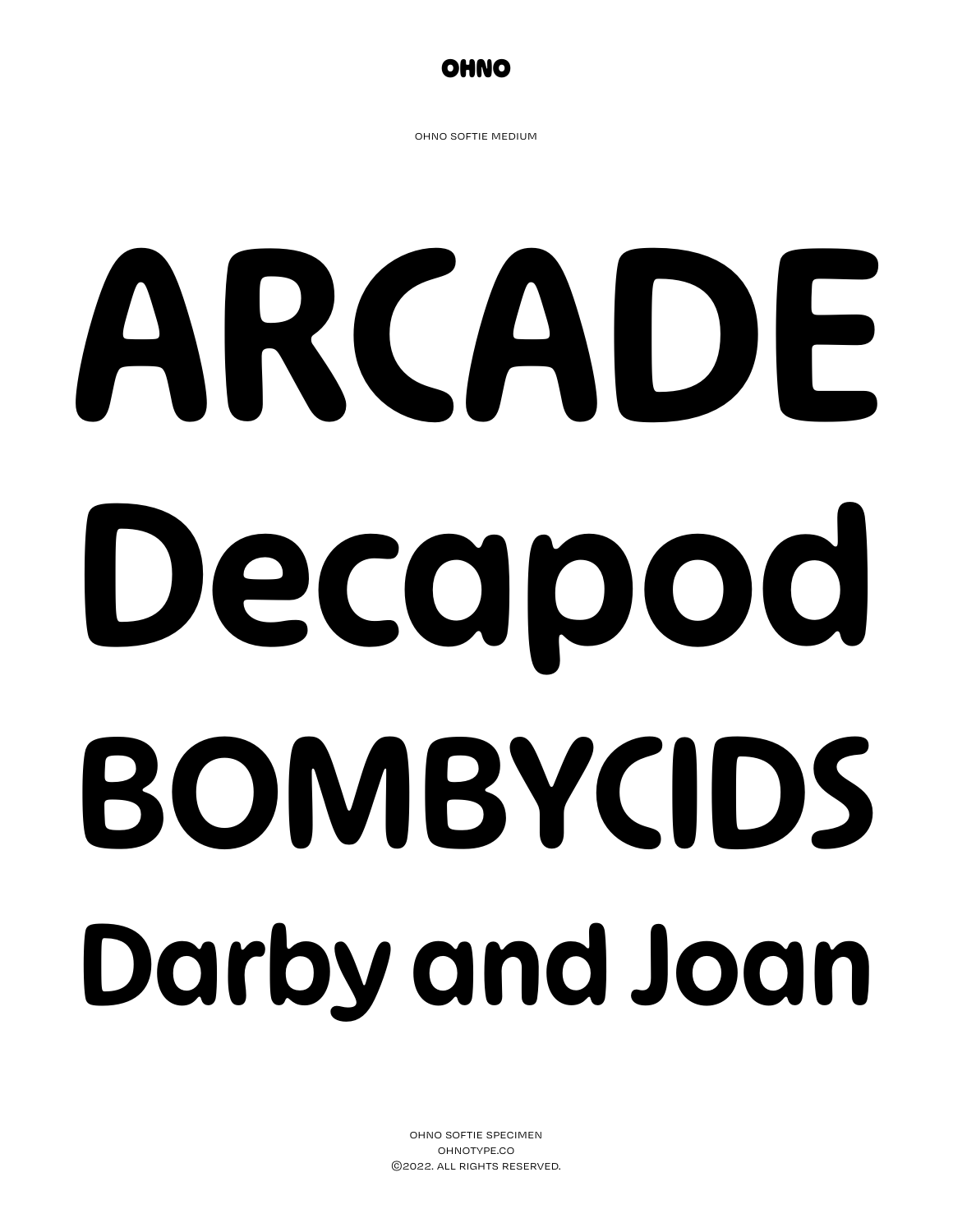OHNO

OHNO SOFTIE MEDIUM

# ARCADE
# Decapod
# BOMBYCIDS
# Darby and Joan

OHNO SOFTIE SPECIMEN
OHNOTYPE.CO
©2022. ALL RIGHTS RESERVED.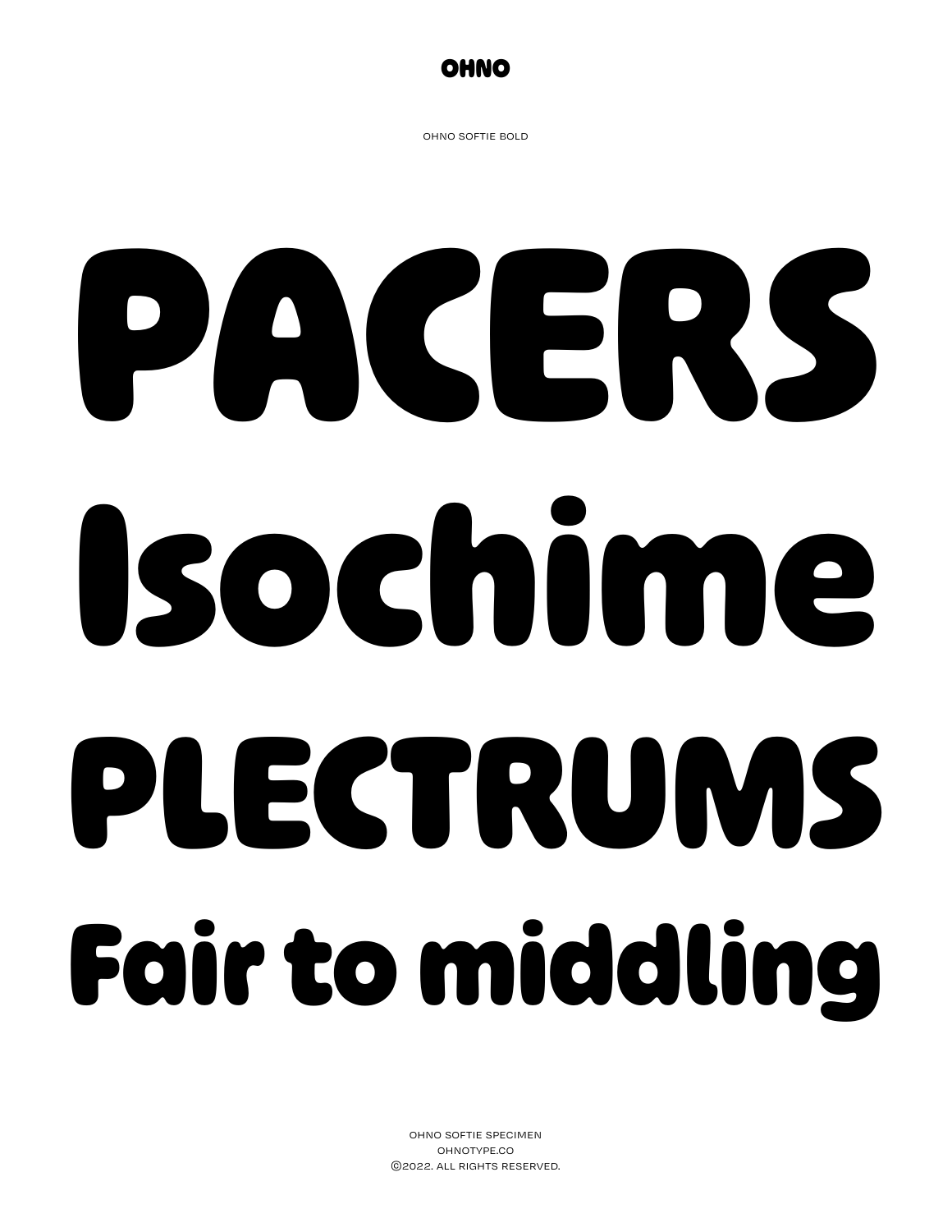OHNO

OHNO SOFTIE BOLD

# PACERS

# Isochime

# PLECTRUMS

# Fair to middling

OHNO SOFTIE SPECIMEN
OHNOTYPE.CO
©2022. ALL RIGHTS RESERVED.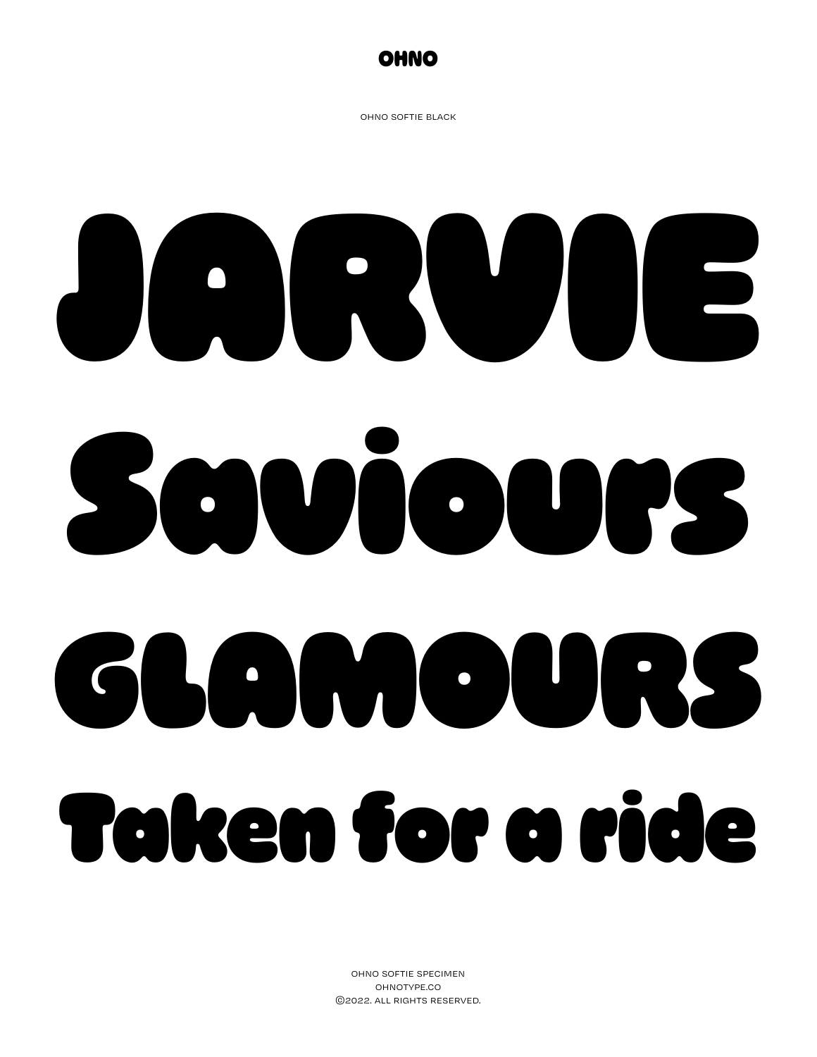OHNO

OHNO SOFTIE BLACK

# JARVIE

# Saviours

# GLAMOURS

# Taken for a ride

OHNO SOFTIE SPECIMEN
OHNOTYPE.CO
©2022. ALL RIGHTS RESERVED.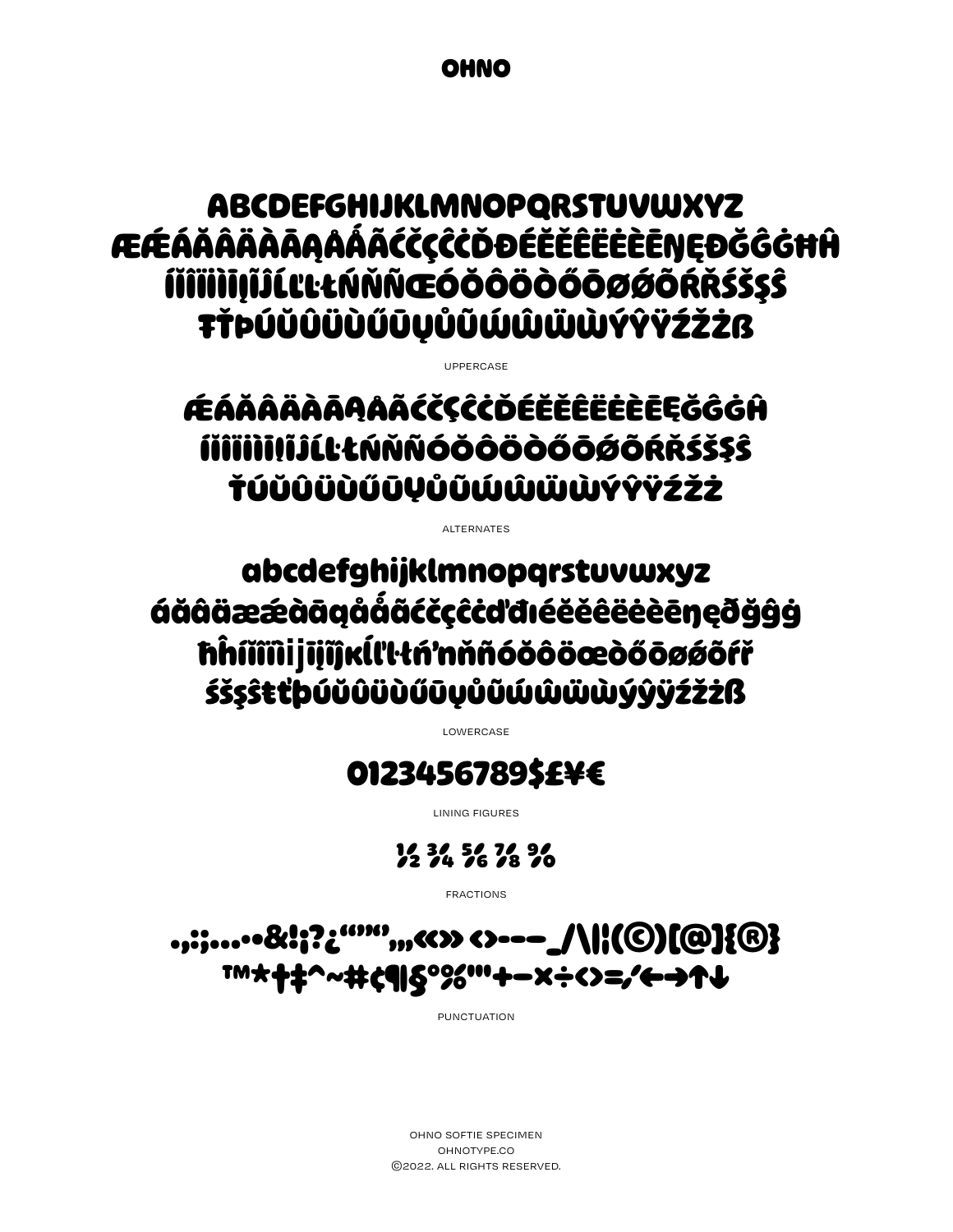# OHNO

ABCDEFGHIJKLMNOPQRSTUVWXYZ
ÆǼÁĂÂÄÀĀĄÅǺÃĆČÇĈĊĎĐÉĔĚÊËĖÈĒŊĘÐĞĜĠĦĤ
ÍĬÎÏİÌĪĮĨĴĹĽĻĿŁŃŇÑŒÓŎÔÖÒŐŌØǾÕŔŘŚŠŞŜ
ŦŤÞÚŬÛÜÙŰŪŲŮŨẂŴẄẀÝŶŸŹŽŻẞ

UPPERCASE

ǼÁĂÂÄÀĀĄÅÃĆČÇĈĊĎÉĔĚÊËĖÈĒĘĞĜĠĤ
ÍĬÎÏİÌĪĮĨĴĹĻĿŁŃŇÑÓŎÔÖÒŐŌØÕŔŘŚŠŞŜ
ŤÚŬÛÜÙŰŪŲŮŨẂŴẄẀÝŶŸŹŽŻ

ALTERNATES

abcdefghijklmnopqrstuvwxyz
áăâäæǽàāąåǻãćčçĉċďđıéĕěêëėèēŋęðğĝģġ
ħĥíĭîïìiȷĩįĳĵķĺľļŀłńʼnňñóŏôöœòőōøǿõŕř
śšşŝŧťþúŭûüùűūųůũẃŵẅẁýŷÿźžżß

LOWERCASE

0123456789$£¥€

LINING FIGURES

½ ¾ ⅚ ⅞ %

FRACTIONS

.,:;…·•&!¡?¿'"'",„«‹›» ‹›-–—_/\|¦(©)[@]{®}
™*†‡^~#¢¶§°%′″+−×÷<>=⁄←→↑↓

PUNCTUATION

OHNO SOFTIE SPECIMEN
OHNOTYPE.CO
©2022. ALL RIGHTS RESERVED.